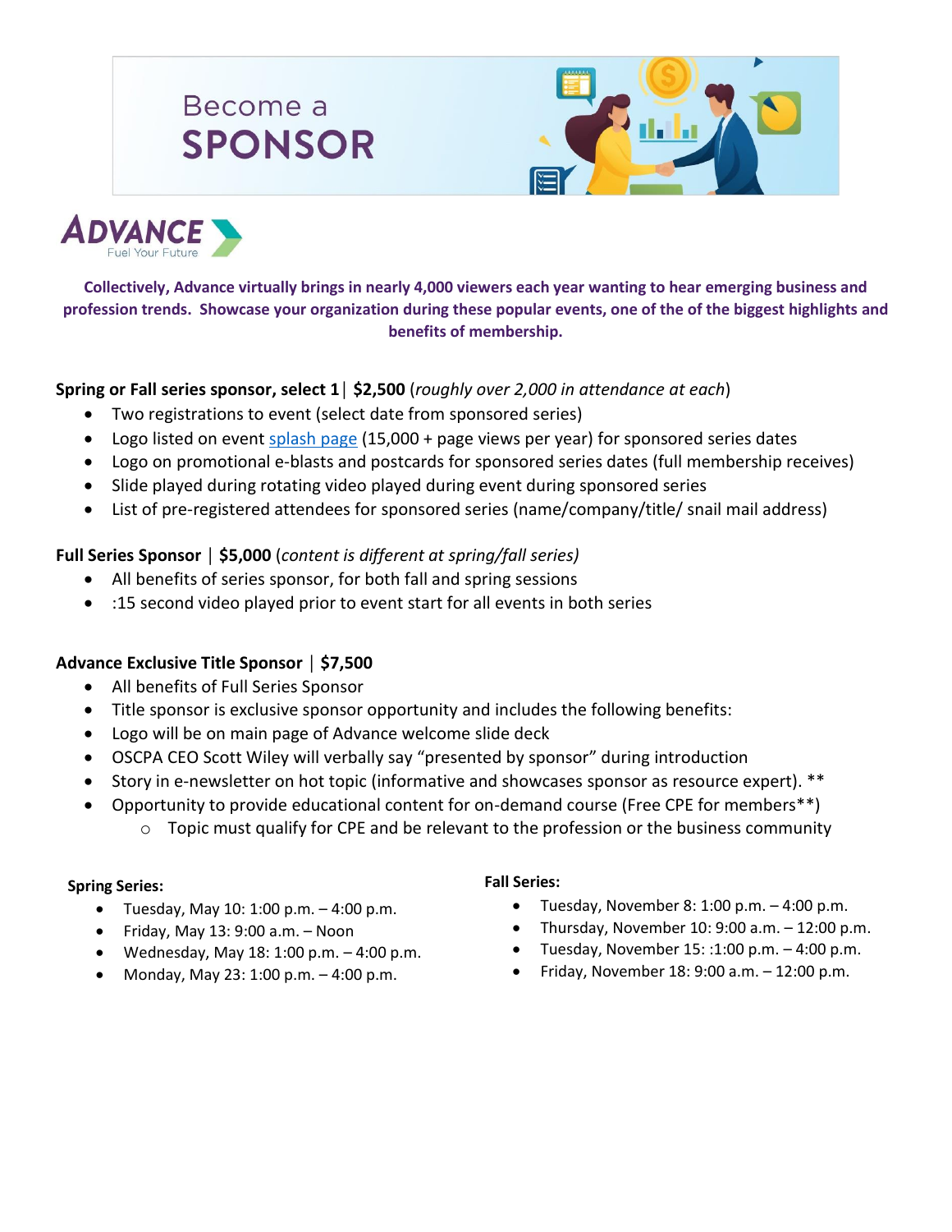# Become a SPONSOR

**ADVANCE** Fuel Your Future

**Collectively, Advance virtually brings in nearly 4,000 viewers each year wanting to hear emerging business and profession trends. Showcase your organization during these popular events, one of the of the biggest highlights and benefits of membership.**

**Spring or Fall series sponsor, select 1** | **$2,500** (*roughly over 2,000 in attendance at each*)

- Two registrations to event (select date from sponsored series)
- Logo listed on event splash page (15,000 + page views per year) for sponsored series dates
- Logo on promotional e-blasts and postcards for sponsored series dates (full membership receives)
- Slide played during rotating video played during event during sponsored series
- List of pre-registered attendees for sponsored series (name/company/title/ snail mail address)

**Full Series Sponsor** | **$5,000** (*content is different at spring/fall series)*

- All benefits of series sponsor, for both fall and spring sessions
- :15 second video played prior to event start for all events in both series

**Advance Exclusive Title Sponsor** | **$7,500**

- All benefits of Full Series Sponsor
- Title sponsor is exclusive sponsor opportunity and includes the following benefits:
- Logo will be on main page of Advance welcome slide deck
- OSCPA CEO Scott Wiley will verbally say "presented by sponsor" during introduction
- Story in e-newsletter on hot topic (informative and showcases sponsor as resource expert). **
- Opportunity to provide educational content for on-demand course (Free CPE for members**)
  - Topic must qualify for CPE and be relevant to the profession or the business community

**Spring Series:**

- Tuesday, May 10: 1:00 p.m. – 4:00 p.m.
- Friday, May 13: 9:00 a.m. – Noon
- Wednesday, May 18: 1:00 p.m. – 4:00 p.m.
- Monday, May 23: 1:00 p.m. – 4:00 p.m.

**Fall Series:**

- Tuesday, November 8: 1:00 p.m. – 4:00 p.m.
- Thursday, November 10: 9:00 a.m. – 12:00 p.m.
- Tuesday, November 15: :1:00 p.m. – 4:00 p.m.
- Friday, November 18: 9:00 a.m. – 12:00 p.m.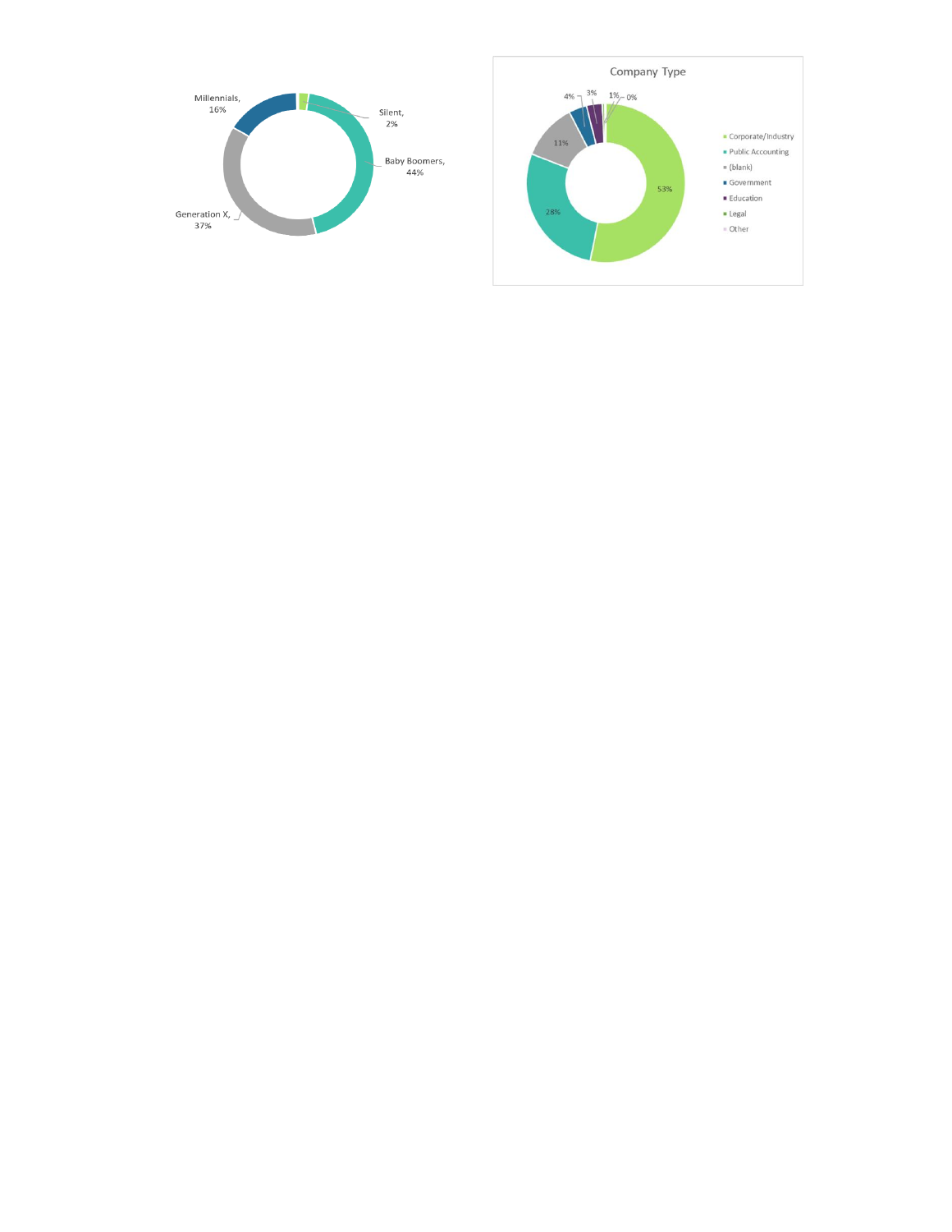Millennials, 16%

Silent, 2%

Baby Boomers, 44%

Generation X, 37%

Company Type

4%

3%

1%

0%

11%

53%

28%

Corporate/Industry

Public Accounting

(blank)

Government

Education

Legal

Other